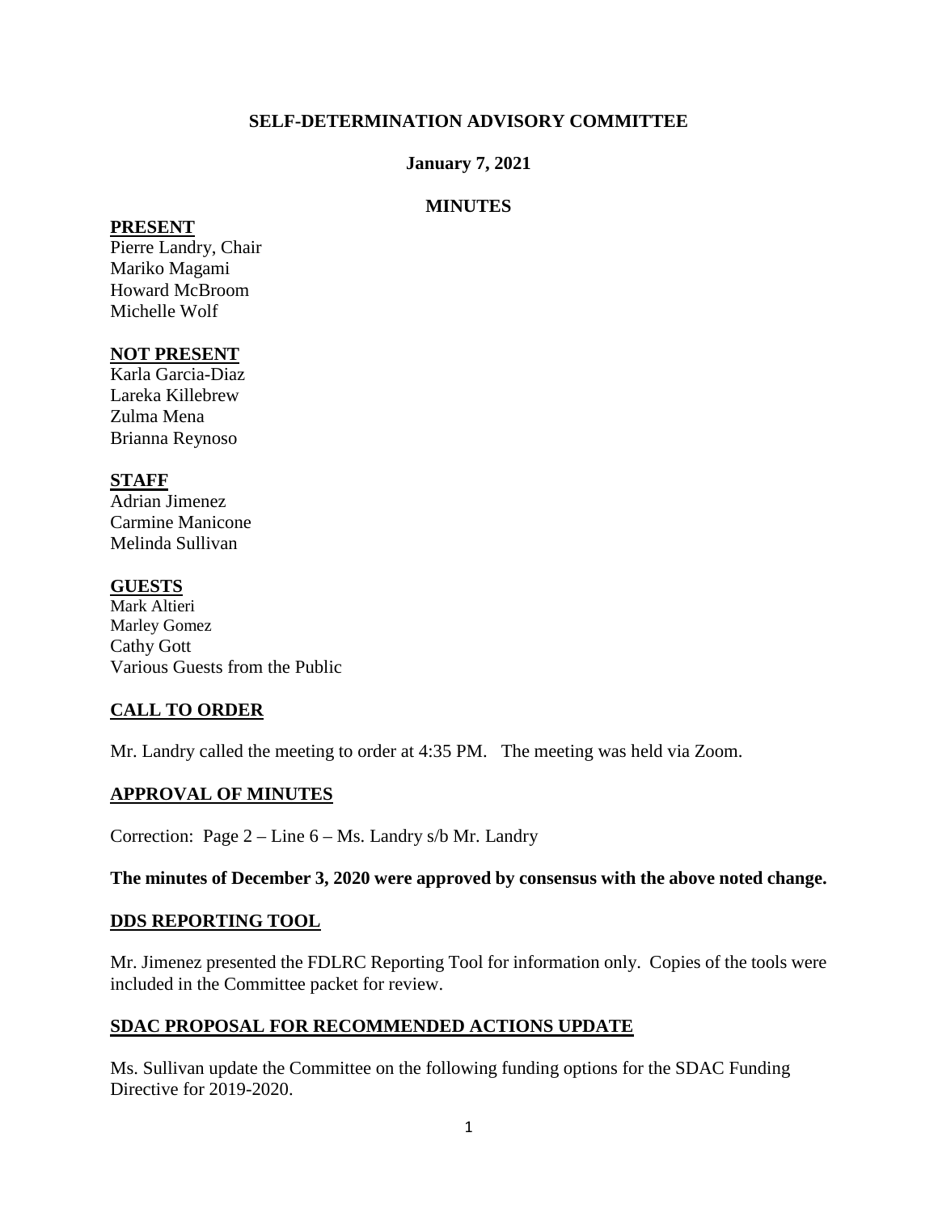**SELF-DETERMINATION ADVISORY COMMITTEE**

**January 7, 2021**

**MINUTES**

**PRESENT**

Pierre Landry, Chair
Mariko Magami
Howard McBroom
Michelle Wolf

**NOT PRESENT**

Karla Garcia-Diaz
Lareka Killebrew
Zulma Mena
Brianna Reynoso

**STAFF**

Adrian Jimenez
Carmine Manicone
Melinda Sullivan

**GUESTS**

Mark Altieri
Marley Gomez
Cathy Gott
Various Guests from the Public

**CALL TO ORDER**

Mr. Landry called the meeting to order at 4:35 PM. The meeting was held via Zoom.

**APPROVAL OF MINUTES**

Correction: Page 2 – Line 6 – Ms. Landry s/b Mr. Landry

**The minutes of December 3, 2020 were approved by consensus with the above noted change.**

**DDS REPORTING TOOL**

Mr. Jimenez presented the FDLRC Reporting Tool for information only. Copies of the tools were included in the Committee packet for review.

**SDAC PROPOSAL FOR RECOMMENDED ACTIONS UPDATE**

Ms. Sullivan update the Committee on the following funding options for the SDAC Funding Directive for 2019-2020.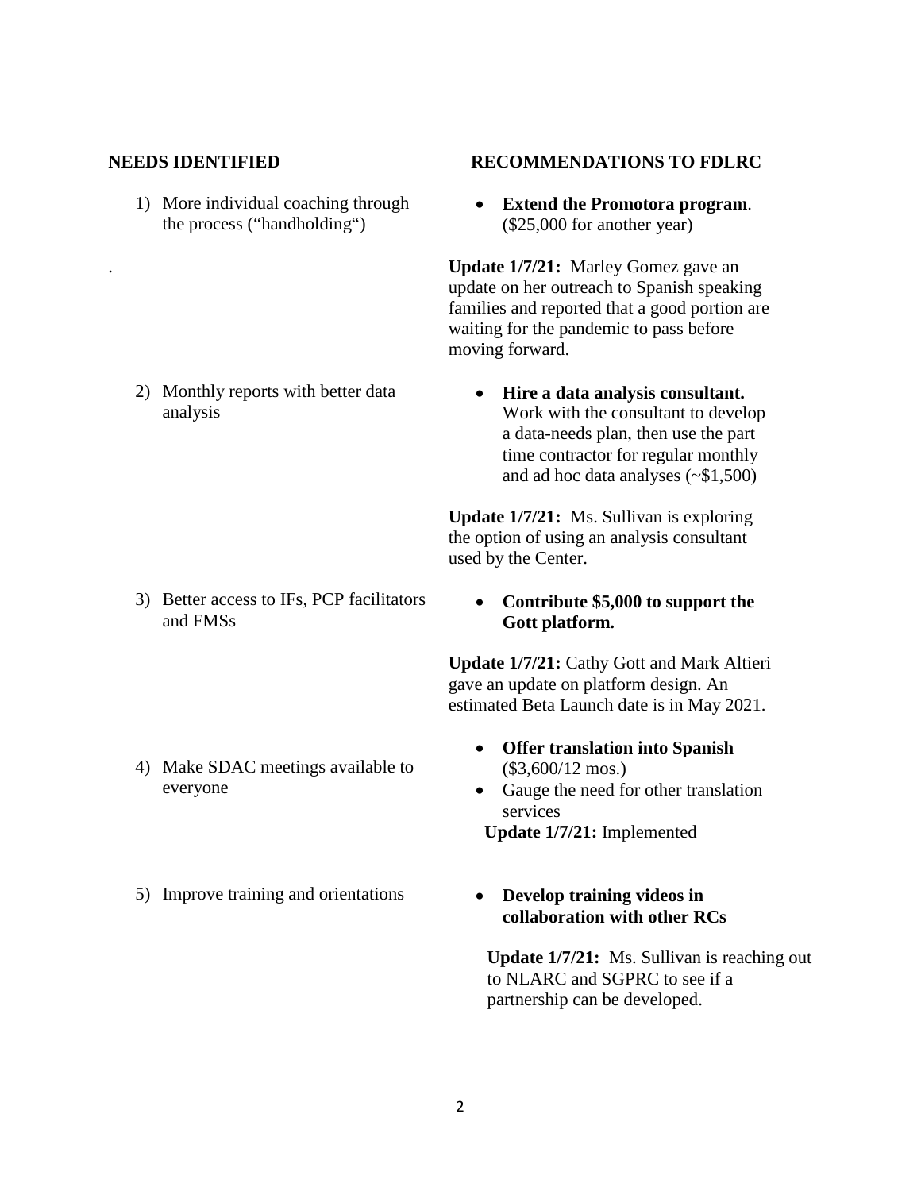| NEEDS IDENTIFIED | RECOMMENDATIONS TO FDLRC |
|---|---|
| 1) More individual coaching through the process ("handholding") | • **Extend the Promotora program**. ($25,000 for another year)<br><br>**Update 1/7/21:** Marley Gomez gave an update on her outreach to Spanish speaking families and reported that a good portion are waiting for the pandemic to pass before moving forward. |
| 2) Monthly reports with better data analysis | • **Hire a data analysis consultant.** Work with the consultant to develop a data-needs plan, then use the part time contractor for regular monthly and ad hoc data analyses (~$1,500)<br><br>**Update 1/7/21:** Ms. Sullivan is exploring the option of using an analysis consultant used by the Center. |
| 3) Better access to IFs, PCP facilitators and FMSs | • **Contribute $5,000 to support the Gott platform.**<br><br>**Update 1/7/21:** Cathy Gott and Mark Altieri gave an update on platform design. An estimated Beta Launch date is in May 2021. |
| 4) Make SDAC meetings available to everyone | • **Offer translation into Spanish** ($3,600/12 mos.)<br>• Gauge the need for other translation services<br>**Update 1/7/21:** Implemented |
| 5) Improve training and orientations | • **Develop training videos in collaboration with other RCs**<br><br>**Update 1/7/21:** Ms. Sullivan is reaching out to NLARC and SGPRC to see if a partnership can be developed. |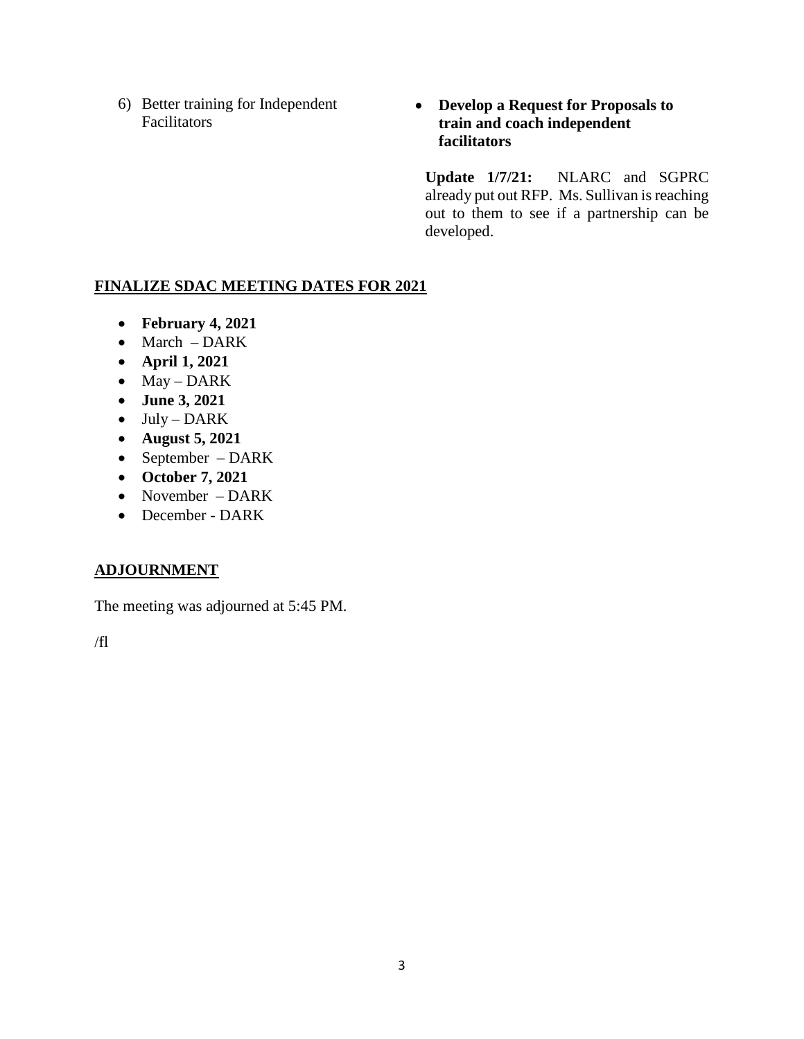| | |
|---|---|
| 6) Better training for Independent Facilitators | • **Develop a Request for Proposals to train and coach independent facilitators**<br><br>**Update 1/7/21:** NLARC and SGPRC already put out RFP. Ms. Sullivan is reaching out to them to see if a partnership can be developed. |

## FINALIZE SDAC MEETING DATES FOR 2021

- **February 4, 2021**
- March – DARK
- **April 1, 2021**
- May – DARK
- **June 3, 2021**
- July – DARK
- **August 5, 2021**
- September – DARK
- **October 7, 2021**
- November – DARK
- December - DARK

## ADJOURNMENT

The meeting was adjourned at 5:45 PM.

/fl